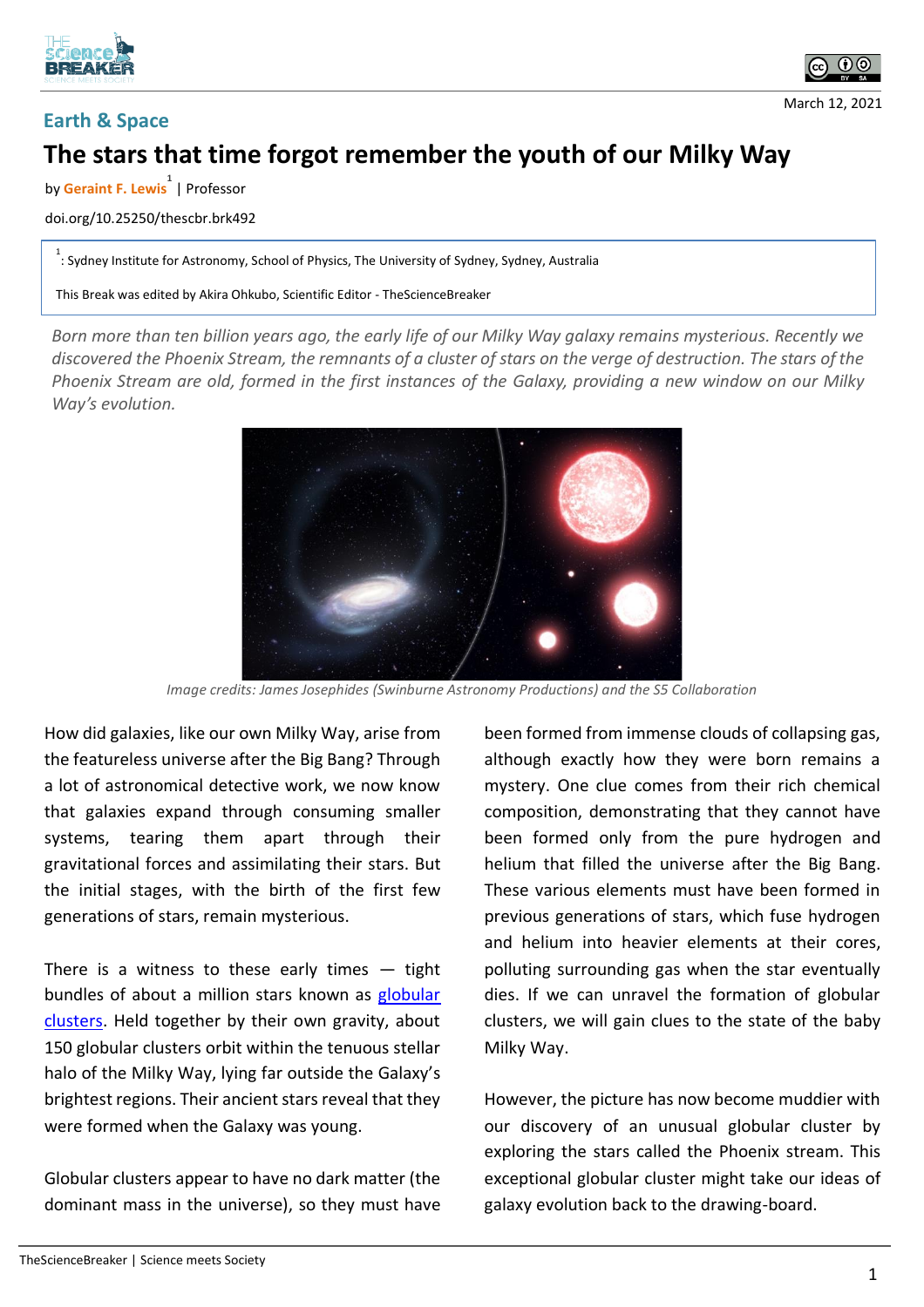Earth & Space

March 12, 2021

# The stars that time forgot remember the youth of our Milky Way

by **Geraint F. Lewis**[1] | Professor

doi.org/10.25250/thescbr.brk492

[1]: Sydney Institute for Astronomy, School of Physics, The University of Sydney, Sydney, Australia

This Break was edited by Akira Ohkubo, Scientific Editor - TheScienceBreaker

*Born more than ten billion years ago, the early life of our Milky Way galaxy remains mysterious. Recently we discovered the Phoenix Stream, the remnants of a cluster of stars on the verge of destruction. The stars of the Phoenix Stream are old, formed in the first instances of the Galaxy, providing a new window on our Milky Way's evolution.*

*Image credits: James Josephides (Swinburne Astronomy Productions) and the S5 Collaboration*

How did galaxies, like our own Milky Way, arise from the featureless universe after the Big Bang? Through a lot of astronomical detective work, we now know that galaxies expand through consuming smaller systems, tearing them apart through their gravitational forces and assimilating their stars. But the initial stages, with the birth of the first few generations of stars, remain mysterious.

There is a witness to these early times — tight bundles of about a million stars known as globular clusters. Held together by their own gravity, about 150 globular clusters orbit within the tenuous stellar halo of the Milky Way, lying far outside the Galaxy's brightest regions. Their ancient stars reveal that they were formed when the Galaxy was young.

Globular clusters appear to have no dark matter (the dominant mass in the universe), so they must have been formed from immense clouds of collapsing gas, although exactly how they were born remains a mystery. One clue comes from their rich chemical composition, demonstrating that they cannot have been formed only from the pure hydrogen and helium that filled the universe after the Big Bang. These various elements must have been formed in previous generations of stars, which fuse hydrogen and helium into heavier elements at their cores, polluting surrounding gas when the star eventually dies. If we can unravel the formation of globular clusters, we will gain clues to the state of the baby Milky Way.

However, the picture has now become muddier with our discovery of an unusual globular cluster by exploring the stars called the Phoenix stream. This exceptional globular cluster might take our ideas of galaxy evolution back to the drawing-board.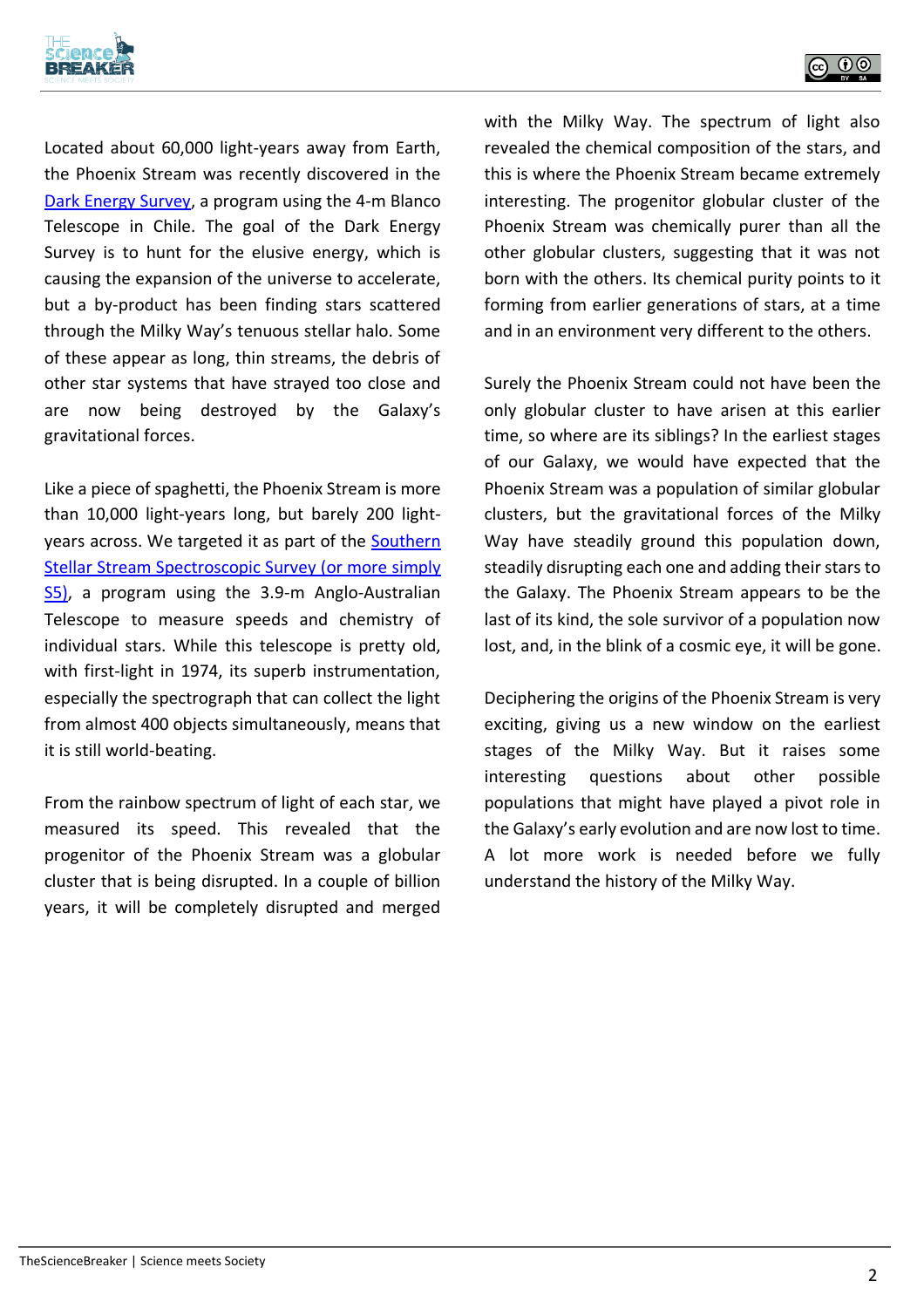Located about 60,000 light-years away from Earth, the Phoenix Stream was recently discovered in the Dark Energy Survey, a program using the 4-m Blanco Telescope in Chile. The goal of the Dark Energy Survey is to hunt for the elusive energy, which is causing the expansion of the universe to accelerate, but a by-product has been finding stars scattered through the Milky Way's tenuous stellar halo. Some of these appear as long, thin streams, the debris of other star systems that have strayed too close and are now being destroyed by the Galaxy's gravitational forces.

Like a piece of spaghetti, the Phoenix Stream is more than 10,000 light-years long, but barely 200 light-years across. We targeted it as part of the Southern Stellar Stream Spectroscopic Survey (or more simply S5), a program using the 3.9-m Anglo-Australian Telescope to measure speeds and chemistry of individual stars. While this telescope is pretty old, with first-light in 1974, its superb instrumentation, especially the spectrograph that can collect the light from almost 400 objects simultaneously, means that it is still world-beating.

From the rainbow spectrum of light of each star, we measured its speed. This revealed that the progenitor of the Phoenix Stream was a globular cluster that is being disrupted. In a couple of billion years, it will be completely disrupted and merged with the Milky Way. The spectrum of light also revealed the chemical composition of the stars, and this is where the Phoenix Stream became extremely interesting. The progenitor globular cluster of the Phoenix Stream was chemically purer than all the other globular clusters, suggesting that it was not born with the others. Its chemical purity points to it forming from earlier generations of stars, at a time and in an environment very different to the others.

Surely the Phoenix Stream could not have been the only globular cluster to have arisen at this earlier time, so where are its siblings? In the earliest stages of our Galaxy, we would have expected that the Phoenix Stream was a population of similar globular clusters, but the gravitational forces of the Milky Way have steadily ground this population down, steadily disrupting each one and adding their stars to the Galaxy. The Phoenix Stream appears to be the last of its kind, the sole survivor of a population now lost, and, in the blink of a cosmic eye, it will be gone.

Deciphering the origins of the Phoenix Stream is very exciting, giving us a new window on the earliest stages of the Milky Way. But it raises some interesting questions about other possible populations that might have played a pivot role in the Galaxy's early evolution and are now lost to time. A lot more work is needed before we fully understand the history of the Milky Way.